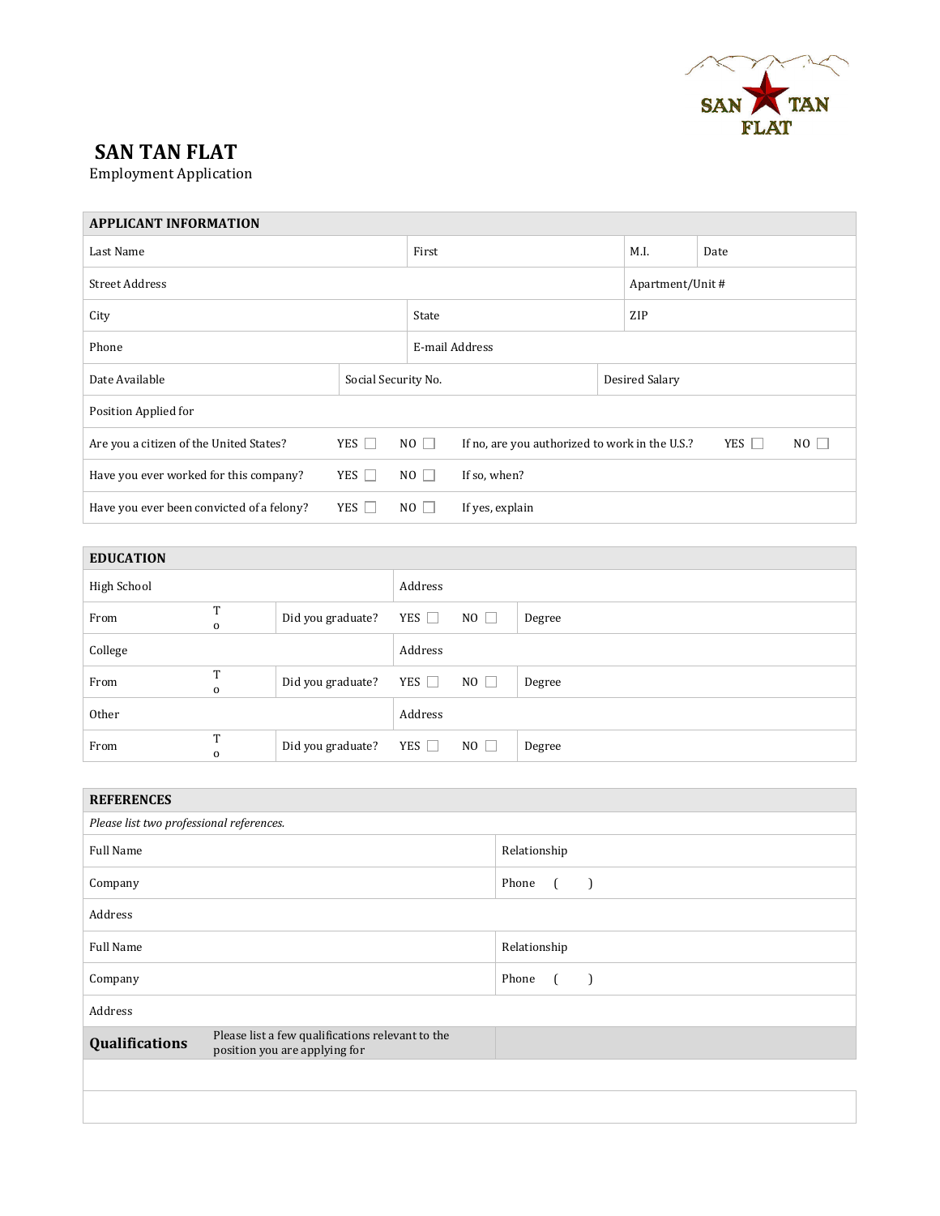# SAN TAN FLAT

Employment Application

| APPLICANT INFORMATION | | | | | | |
|---|---|---|---|---|---|---|
| Last Name | | First | | M.I. | Date | |
| Street Address | | | | Apartment/Unit # | | |
| City | | State | | ZIP | | |
| Phone | | E-mail Address | | | | |
| Date Available | Social Security No. | | Desired Salary | | | |
| Position Applied for | | | | | | |
| Are you a citizen of the United States? | YES ☐ | NO ☐ | If no, are you authorized to work in the U.S.? | YES ☐ | NO ☐ | |
| Have you ever worked for this company? | YES ☐ | NO ☐ | If so, when? | | | |
| Have you ever been convicted of a felony? | YES ☐ | NO ☐ | If yes, explain | | | |

| EDUCATION | | | | | | |
|---|---|---|---|---|---|---|
| High School | | | Address | | | |
| From | To | Did you graduate? | YES ☐ | NO ☐ | Degree | |
| College | | | Address | | | |
| From | To | Did you graduate? | YES ☐ | NO ☐ | Degree | |
| Other | | | Address | | | |
| From | To | Did you graduate? | YES ☐ | NO ☐ | Degree | |

| REFERENCES | |
|---|---|
| *Please list two professional references.* | |
| Full Name | Relationship |
| Company | Phone ( ) |
| Address | |
| Full Name | Relationship |
| Company | Phone ( ) |
| Address | |

| **Qualifications** | Please list a few qualifications relevant to the position you are applying for | |
|---|---|---|
| | | |
| | | |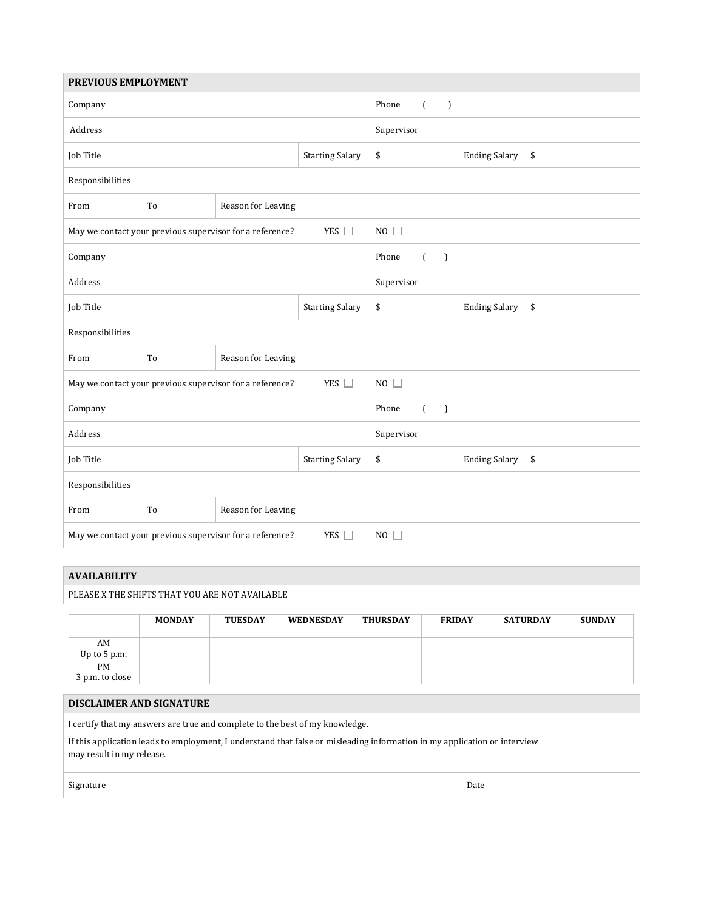## PREVIOUS EMPLOYMENT

| | | | |
|---|---|---|---|
| Company | | Phone ( ) | |
| Address | | Supervisor | |
| Job Title | Starting Salary | $ | Ending Salary $ |
| Responsibilities | | | |
| From To | Reason for Leaving | | |
| May we contact your previous supervisor for a reference? YES ☐ | | NO ☐ | |
| Company | | Phone ( ) | |
| Address | | Supervisor | |
| Job Title | Starting Salary | $ | Ending Salary $ |
| Responsibilities | | | |
| From To | Reason for Leaving | | |
| May we contact your previous supervisor for a reference? YES ☐ | | NO ☐ | |
| Company | | Phone ( ) | |
| Address | | Supervisor | |
| Job Title | Starting Salary | $ | Ending Salary $ |
| Responsibilities | | | |
| From To | Reason for Leaving | | |
| May we contact your previous supervisor for a reference? YES ☐ | | NO ☐ | |

## AVAILABILITY

PLEASE X THE SHIFTS THAT YOU ARE NOT AVAILABLE

| | MONDAY | TUESDAY | WEDNESDAY | THURSDAY | FRIDAY | SATURDAY | SUNDAY |
|---|---|---|---|---|---|---|---|
| AM Up to 5 p.m. | | | | | | | |
| PM 3 p.m. to close | | | | | | | |

## DISCLAIMER AND SIGNATURE

I certify that my answers are true and complete to the best of my knowledge.

If this application leads to employment, I understand that false or misleading information in my application or interview may result in my release.

| | |
|---|---|
| Signature | Date |